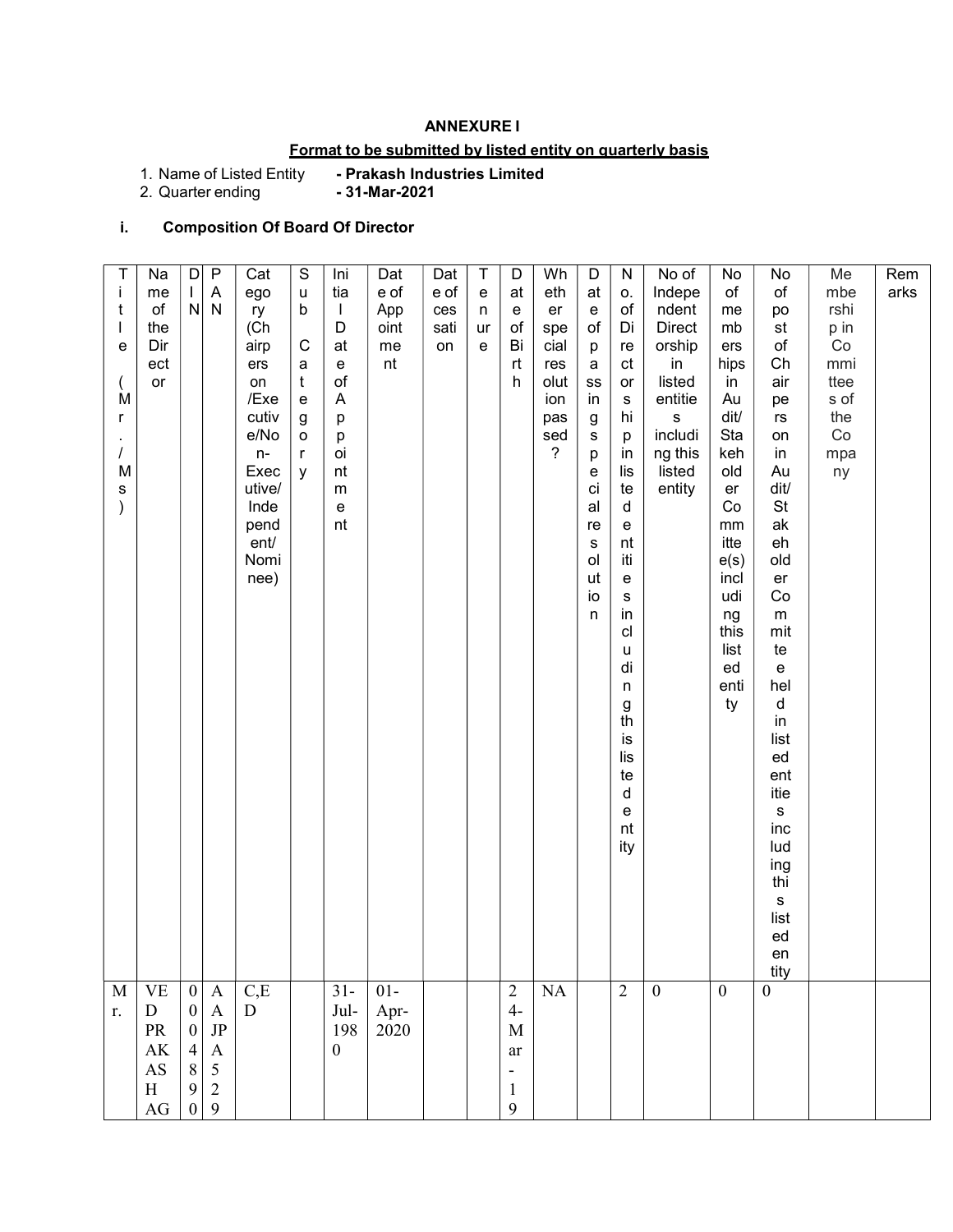**ANNEXURE I**

**Format to be submitted by listed entity on quarterly basis**

1. Name of Listed Entity **- Prakash Industries Limited**
2. Quarter ending **- 31-Mar-2021**

### i. Composition Of Board Of Director

| Title (Mr./Ms) | Name of the Director | DIN | PAN | Category (Chairperson /Executive/Non-Executive/Independent/Nominee) | Sub Category | Initial Date of Appointment | Date of Appointment | Date of cessation | Tenure | Date of Birth | Whether special resolution passed? | Date of passing special resolution | No. of Directorships in listed entities including this listed entity | No of Independent Directorship in listed entities including this listed entity | No of memberships in Audit/Stakeholder Committee(s) including this listed entity | No of post of Chairperson in Audit/Stakeholder Committee held in listed entities including this listed entity | Membership in Committees of the Company | Remarks |
|---|---|---|---|---|---|---|---|---|---|---|---|---|---|---|---|---|---|---|
| Mr. | VED PRAKASH AGARWAL | 00048907 | AAJPA5298L | C,ED | | 31-Jul-1980 | 01-Apr-2020 | | | 24-Mar-19 | NA | | 2 | 0 | 0 | 0 | | |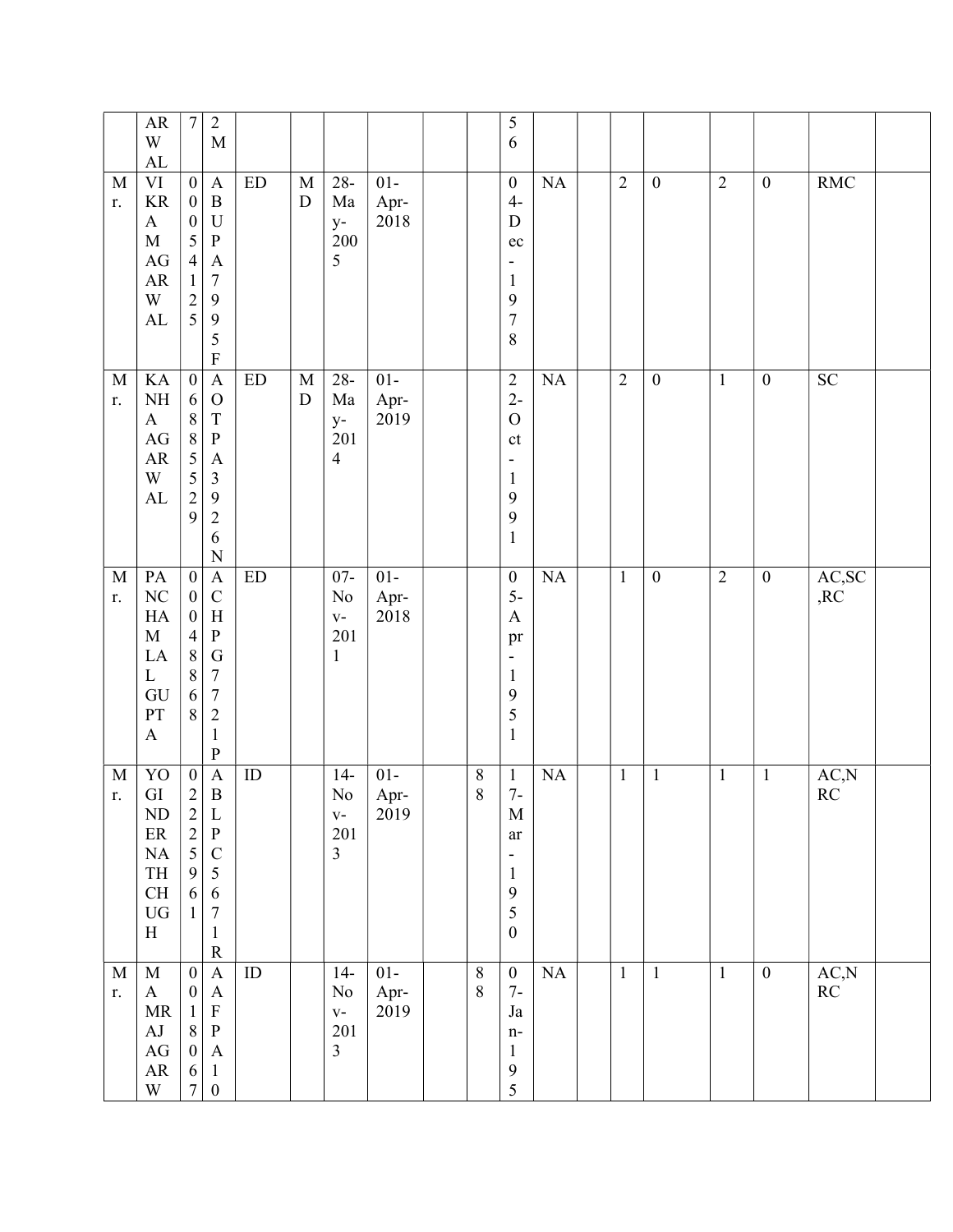|  |  |  |  |  |  |  |  |  |  |  |  |  |  |  |  |  |  |  |
|---|---|---|---|---|---|---|---|---|---|---|---|---|---|---|---|---|---|---|
|  | ARWAL | 7 | 2M |  |  |  |  |  |  | 56 |  |  |  |  |  |  |  |  |
| Mr. | VIKRAM AGARWAL | 00054125 | ABUPA7995F | ED | MD | 28-May-2005 | 01-Apr-2018 |  |  | 04-Dec-1978 | NA |  | 2 | 0 | 2 | 0 | RMC |  |
| Mr. | KANHA AGARWAL | 06885529 | AOTPA3926N | ED | MD | 28-May-2014 | 01-Apr-2019 |  |  | 22-Oct-1991 | NA |  | 2 | 0 | 1 | 0 | SC |  |
| Mr. | PANCHAM LAL GUPTA | 00048868 | ACHPG7721P | ED |  | 07-Nov-2011 | 01-Apr-2018 |  |  | 05-Apr-1951 | NA |  | 1 | 0 | 2 | 0 | AC,SC,RC |  |
| Mr. | YOGINDER NATH CHUGH | 02225961 | ABLPC5671R | ID |  | 14-Nov-2013 | 01-Apr-2019 |  | 88 | 17-Mar-1950 | NA |  | 1 | 1 | 1 | 1 | AC,NRC |  |
| Mr. | MAMRAJ AGARW | 00180667 | AAFPA10 | ID |  | 14-Nov-2013 | 01-Apr-2019 |  | 88 | 07-Jan-195 | NA |  | 1 | 1 | 1 | 0 | AC,NRC |  |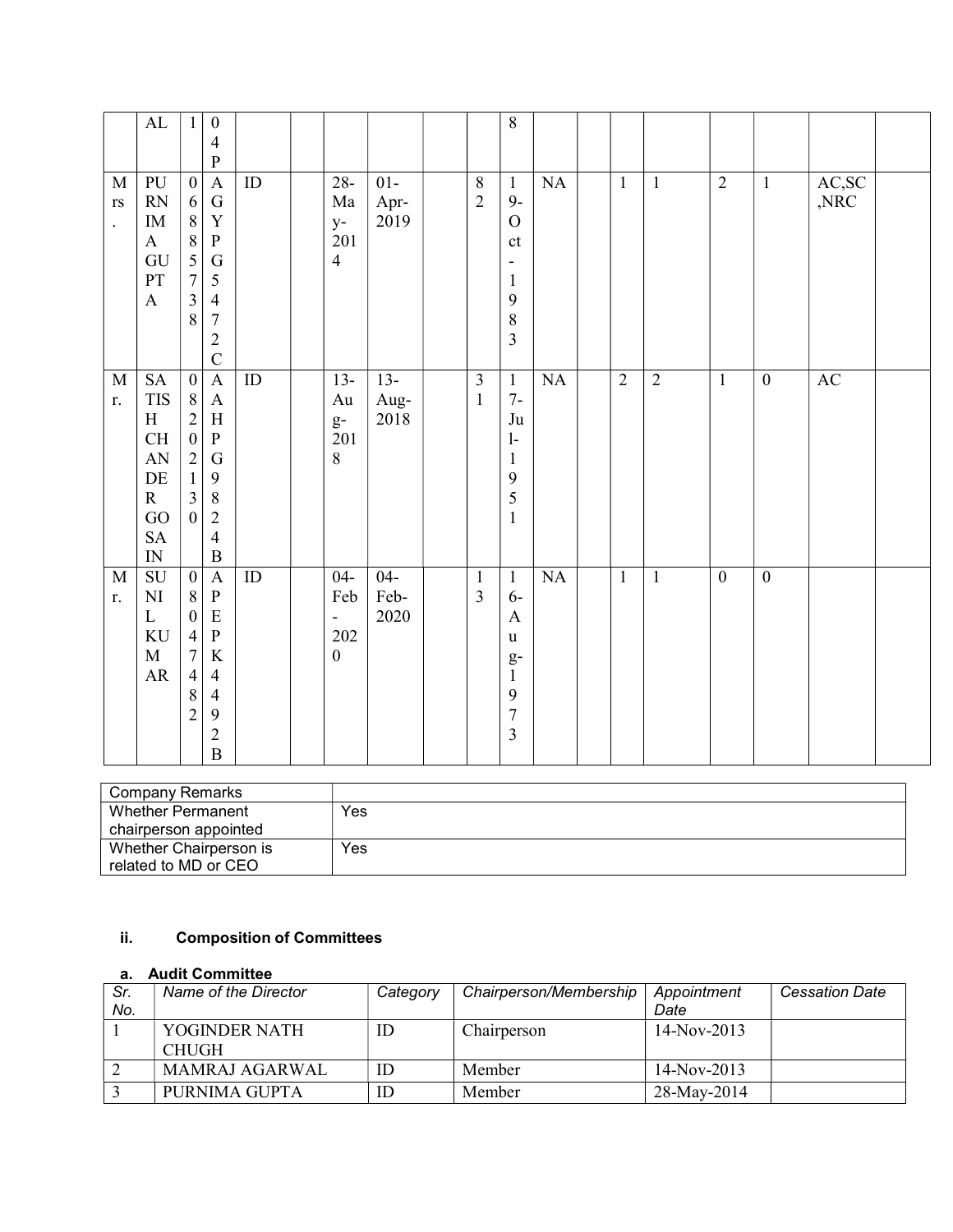| | | | | | | | | | | | | | | | | | | |
|---|---|---|---|---|---|---|---|---|---|---|---|---|---|---|---|---|---|---|
| | AL | 1 | 04P | | | | | | | 8 | | | | | | | | |
| Mrs. | PURNIMA GUPTA | 06885738 | AGYPG5472C | ID | | 28-May-2014 | 01-Apr-2019 | | 82 | 19-Oct-1983 | NA | | 1 | 1 | 2 | 1 | AC,SC,NRC | |
| Mr. | SATISH CHANDER GOSAIN | 08202130 | AAHPG9824B | ID | | 13-Aug-2018 | 13-Aug-2018 | | 31 | 17-Jul-1951 | NA | | 2 | 2 | 1 | 0 | AC | |
| Mr. | SUNIL KUMAR | 08047482 | APEPK4492B | ID | | 04-Feb-2020 | 04-Feb-2020 | | 13 | 16-Aug-1973 | NA | | 1 | 1 | 0 | 0 | | |

| Company Remarks | |
|---|---|
| Whether Permanent chairperson appointed | Yes |
| Whether Chairperson is related to MD or CEO | Yes |

### ii. Composition of Committees

#### a. Audit Committee

| *Sr. No.* | *Name of the Director* | *Category* | *Chairperson/Membership* | *Appointment Date* | *Cessation Date* |
|---|---|---|---|---|---|
| 1 | YOGINDER NATH CHUGH | ID | Chairperson | 14-Nov-2013 | |
| 2 | MAMRAJ AGARWAL | ID | Member | 14-Nov-2013 | |
| 3 | PURNIMA GUPTA | ID | Member | 28-May-2014 | |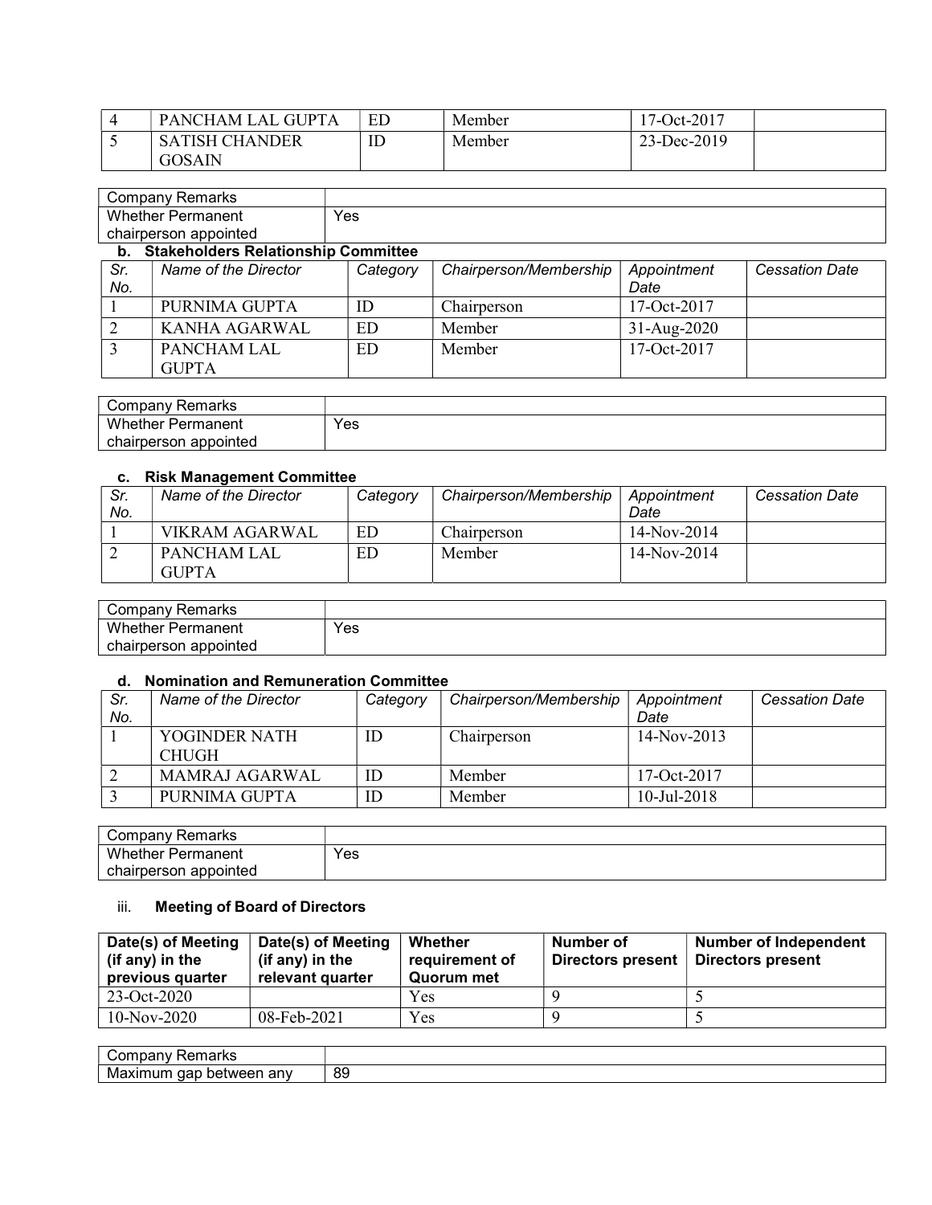| 4 | PANCHAM LAL GUPTA | ED | Member | 17-Oct-2017 | |
|---|---|---|---|---|---|
| 5 | SATISH CHANDER GOSAIN | ID | Member | 23-Dec-2019 | |

| Company Remarks | |
|---|---|
| Whether Permanent chairperson appointed | Yes |

**b. Stakeholders Relationship Committee**

| *Sr. No.* | *Name of the Director* | *Category* | *Chairperson/Membership* | *Appointment Date* | *Cessation Date* |
|---|---|---|---|---|---|
| 1 | PURNIMA GUPTA | ID | Chairperson | 17-Oct-2017 | |
| 2 | KANHA AGARWAL | ED | Member | 31-Aug-2020 | |
| 3 | PANCHAM LAL GUPTA | ED | Member | 17-Oct-2017 | |

| Company Remarks | |
|---|---|
| Whether Permanent chairperson appointed | Yes |

**c. Risk Management Committee**

| *Sr. No.* | *Name of the Director* | *Category* | *Chairperson/Membership* | *Appointment Date* | *Cessation Date* |
|---|---|---|---|---|---|
| 1 | VIKRAM AGARWAL | ED | Chairperson | 14-Nov-2014 | |
| 2 | PANCHAM LAL GUPTA | ED | Member | 14-Nov-2014 | |

| Company Remarks | |
|---|---|
| Whether Permanent chairperson appointed | Yes |

**d. Nomination and Remuneration Committee**

| *Sr. No.* | *Name of the Director* | *Category* | *Chairperson/Membership* | *Appointment Date* | *Cessation Date* |
|---|---|---|---|---|---|
| 1 | YOGINDER NATH CHUGH | ID | Chairperson | 14-Nov-2013 | |
| 2 | MAMRAJ AGARWAL | ID | Member | 17-Oct-2017 | |
| 3 | PURNIMA GUPTA | ID | Member | 10-Jul-2018 | |

| Company Remarks | |
|---|---|
| Whether Permanent chairperson appointed | Yes |

iii. **Meeting of Board of Directors**

| Date(s) of Meeting (if any) in the previous quarter | Date(s) of Meeting (if any) in the relevant quarter | Whether requirement of Quorum met | Number of Directors present | Number of Independent Directors present |
|---|---|---|---|---|
| 23-Oct-2020 | | Yes | 9 | 5 |
| 10-Nov-2020 | 08-Feb-2021 | Yes | 9 | 5 |

| Company Remarks | |
|---|---|
| Maximum gap between any | 89 |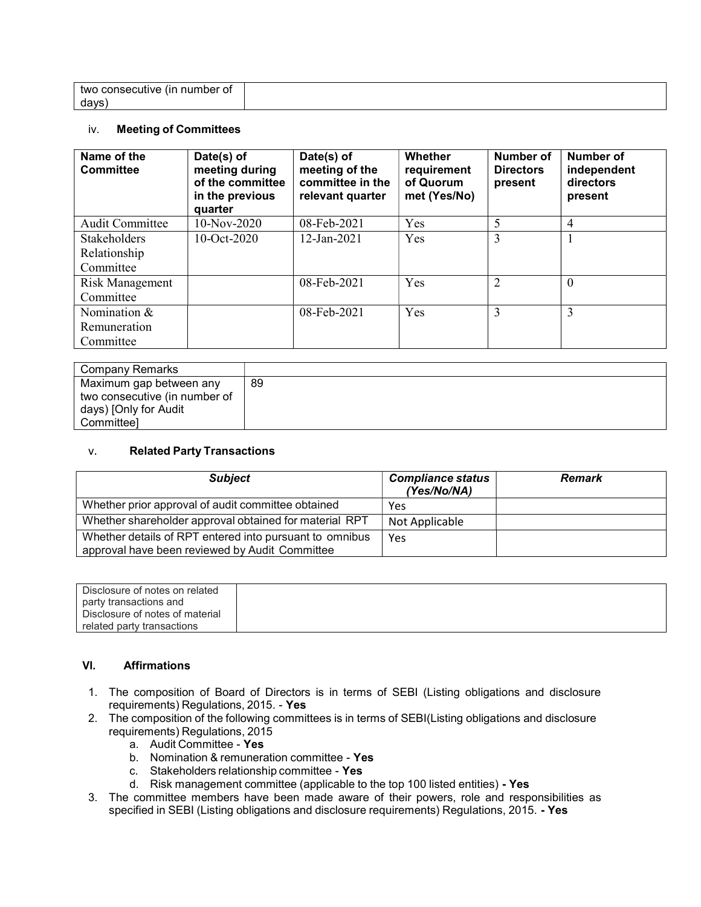| two consecutive (in number of days) | |
|---|---|

iv. **Meeting of Committees**

| Name of the Committee | Date(s) of meeting during of the committee in the previous quarter | Date(s) of meeting of the committee in the relevant quarter | Whether requirement of Quorum met (Yes/No) | Number of Directors present | Number of independent directors present |
|---|---|---|---|---|---|
| Audit Committee | 10-Nov-2020 | 08-Feb-2021 | Yes | 5 | 4 |
| Stakeholders Relationship Committee | 10-Oct-2020 | 12-Jan-2021 | Yes | 3 | 1 |
| Risk Management Committee | | 08-Feb-2021 | Yes | 2 | 0 |
| Nomination & Remuneration Committee | | 08-Feb-2021 | Yes | 3 | 3 |

| Company Remarks | |
|---|---|
| Maximum gap between any two consecutive (in number of days) [Only for Audit Committee] | 89 |

v. **Related Party Transactions**

| *Subject* | *Compliance status (Yes/No/NA)* | *Remark* |
|---|---|---|
| Whether prior approval of audit committee obtained | Yes | |
| Whether shareholder approval obtained for material RPT | Not Applicable | |
| Whether details of RPT entered into pursuant to omnibus approval have been reviewed by Audit Committee | Yes | |

| Disclosure of notes on related party transactions and Disclosure of notes of material related party transactions | |
|---|---|

**VI. Affirmations**

1. The composition of Board of Directors is in terms of SEBI (Listing obligations and disclosure requirements) Regulations, 2015. - **Yes**
2. The composition of the following committees is in terms of SEBI(Listing obligations and disclosure requirements) Regulations, 2015
   a. Audit Committee - **Yes**
   b. Nomination & remuneration committee - **Yes**
   c. Stakeholders relationship committee - **Yes**
   d. Risk management committee (applicable to the top 100 listed entities) **- Yes**
3. The committee members have been made aware of their powers, role and responsibilities as specified in SEBI (Listing obligations and disclosure requirements) Regulations, 2015. **- Yes**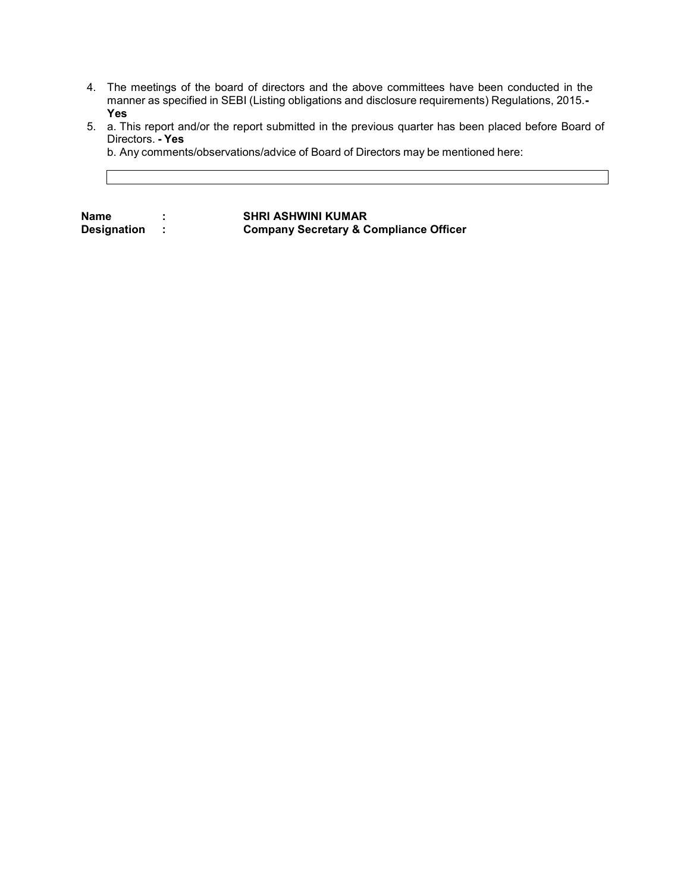4. The meetings of the board of directors and the above committees have been conducted in the manner as specified in SEBI (Listing obligations and disclosure requirements) Regulations, 2015.**- Yes**
5. a. This report and/or the report submitted in the previous quarter has been placed before Board of Directors. **- Yes**

   b. Any comments/observations/advice of Board of Directors may be mentioned here:

| |
|---|
| |

**Name** : **SHRI ASHWINI KUMAR**
**Designation** : **Company Secretary & Compliance Officer**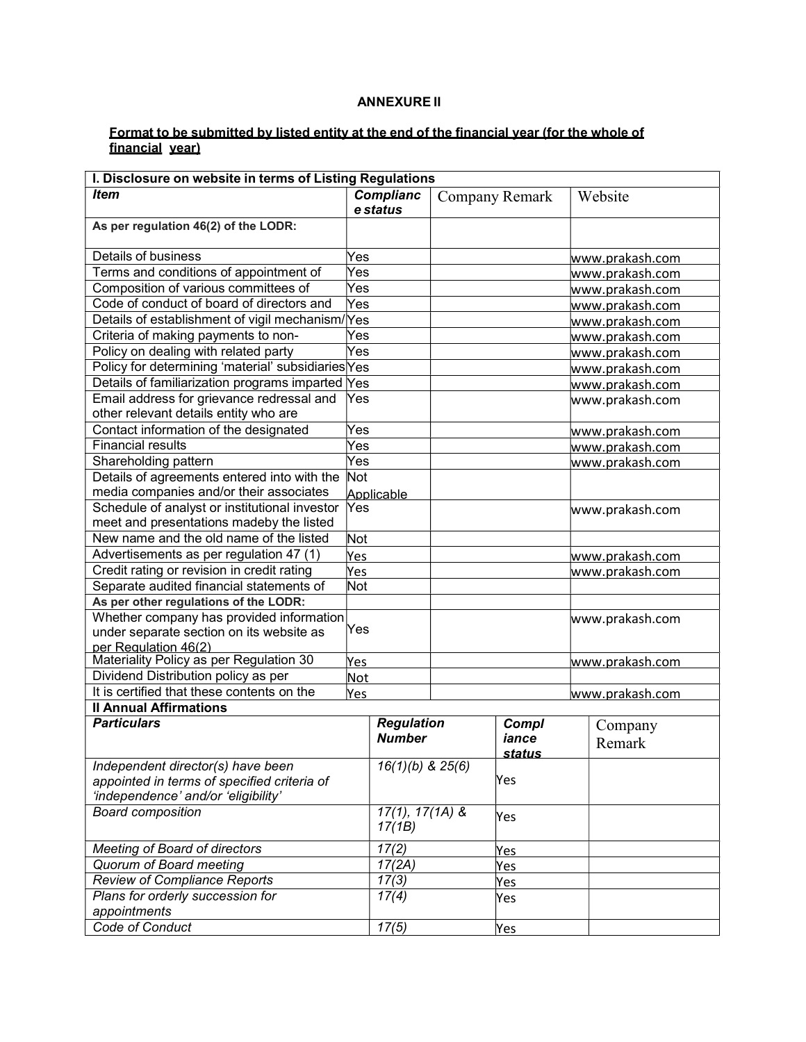## ANNEXURE II

**Format to be submitted by listed entity at the end of the financial year (for the whole of financial year)**

| I. Disclosure on website in terms of Listing Regulations | | | |
|---|---|---|---|
| ***Item*** | ***Compliance status*** | Company Remark | Website |
| **As per regulation 46(2) of the LODR:** | | | |
| Details of business | Yes | | www.prakash.com |
| Terms and conditions of appointment of | Yes | | www.prakash.com |
| Composition of various committees of | Yes | | www.prakash.com |
| Code of conduct of board of directors and | Yes | | www.prakash.com |
| Details of establishment of vigil mechanism/ | Yes | | www.prakash.com |
| Criteria of making payments to non- | Yes | | www.prakash.com |
| Policy on dealing with related party | Yes | | www.prakash.com |
| Policy for determining 'material' subsidiaries | Yes | | www.prakash.com |
| Details of familiarization programs imparted | Yes | | www.prakash.com |
| Email address for grievance redressal and other relevant details entity who are | Yes | | www.prakash.com |
| Contact information of the designated | Yes | | www.prakash.com |
| Financial results | Yes | | www.prakash.com |
| Shareholding pattern | Yes | | www.prakash.com |
| Details of agreements entered into with the media companies and/or their associates | Not Applicable | | |
| Schedule of analyst or institutional investor meet and presentations madeby the listed | Yes | | www.prakash.com |
| New name and the old name of the listed | Not | | |
| Advertisements as per regulation 47 (1) | Yes | | www.prakash.com |
| Credit rating or revision in credit rating | Yes | | www.prakash.com |
| Separate audited financial statements of | Not | | |
| **As per other regulations of the LODR:** | | | |
| Whether company has provided information under separate section on its website as per Regulation 46(2) | Yes | | www.prakash.com |
| Materiality Policy as per Regulation 30 | Yes | | www.prakash.com |
| Dividend Distribution policy as per | Not | | |
| It is certified that these contents on the | Yes | | www.prakash.com |

| II Annual Affirmations | | | |
|---|---|---|---|
| ***Particulars*** | ***Regulation Number*** | ***Compliance status*** | Company Remark |
| *Independent director(s) have been appointed in terms of specified criteria of 'independence' and/or 'eligibility'* | *16(1)(b) & 25(6)* | Yes | |
| *Board composition* | *17(1), 17(1A) & 17(1B)* | Yes | |
| *Meeting of Board of directors* | *17(2)* | Yes | |
| *Quorum of Board meeting* | *17(2A)* | Yes | |
| *Review of Compliance Reports* | *17(3)* | Yes | |
| *Plans for orderly succession for appointments* | *17(4)* | Yes | |
| *Code of Conduct* | *17(5)* | Yes | |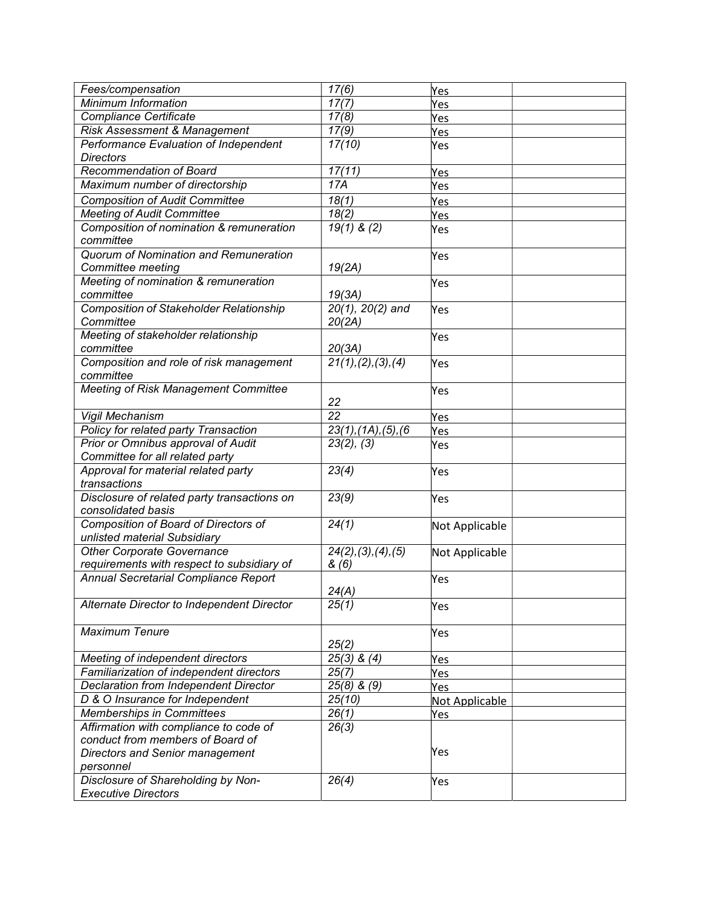| *Fees/compensation* | *17(6)* | Yes | |
|---|---|---|---|
| *Minimum Information* | *17(7)* | Yes | |
| *Compliance Certificate* | *17(8)* | Yes | |
| *Risk Assessment & Management* | *17(9)* | Yes | |
| *Performance Evaluation of Independent Directors* | *17(10)* | Yes | |
| *Recommendation of Board* | *17(11)* | Yes | |
| *Maximum number of directorship* | *17A* | Yes | |
| *Composition of Audit Committee* | *18(1)* | Yes | |
| *Meeting of Audit Committee* | *18(2)* | Yes | |
| *Composition of nomination & remuneration committee* | *19(1) & (2)* | Yes | |
| *Quorum of Nomination and Remuneration Committee meeting* | *19(2A)* | Yes | |
| *Meeting of nomination & remuneration committee* | *19(3A)* | Yes | |
| *Composition of Stakeholder Relationship Committee* | *20(1), 20(2) and 20(2A)* | Yes | |
| *Meeting of stakeholder relationship committee* | *20(3A)* | Yes | |
| *Composition and role of risk management committee* | *21(1),(2),(3),(4)* | Yes | |
| *Meeting of Risk Management Committee* | *22* | Yes | |
| *Vigil Mechanism* | *22* | Yes | |
| *Policy for related party Transaction* | *23(1),(1A),(5),(6* | Yes | |
| *Prior or Omnibus approval of Audit Committee for all related party* | *23(2), (3)* | Yes | |
| *Approval for material related party transactions* | *23(4)* | Yes | |
| *Disclosure of related party transactions on consolidated basis* | *23(9)* | Yes | |
| *Composition of Board of Directors of unlisted material Subsidiary* | *24(1)* | Not Applicable | |
| *Other Corporate Governance requirements with respect to subsidiary of* | *24(2),(3),(4),(5) & (6)* | Not Applicable | |
| *Annual Secretarial Compliance Report* | *24(A)* | Yes | |
| *Alternate Director to Independent Director* | *25(1)* | Yes | |
| *Maximum Tenure* | *25(2)* | Yes | |
| *Meeting of independent directors* | *25(3) & (4)* | Yes | |
| *Familiarization of independent directors* | *25(7)* | Yes | |
| *Declaration from Independent Director* | *25(8) & (9)* | Yes | |
| *D & O Insurance for Independent* | *25(10)* | Not Applicable | |
| *Memberships in Committees* | *26(1)* | Yes | |
| *Affirmation with compliance to code of conduct from members of Board of Directors and Senior management personnel* | *26(3)* | Yes | |
| *Disclosure of Shareholding by Non-Executive Directors* | *26(4)* | Yes | |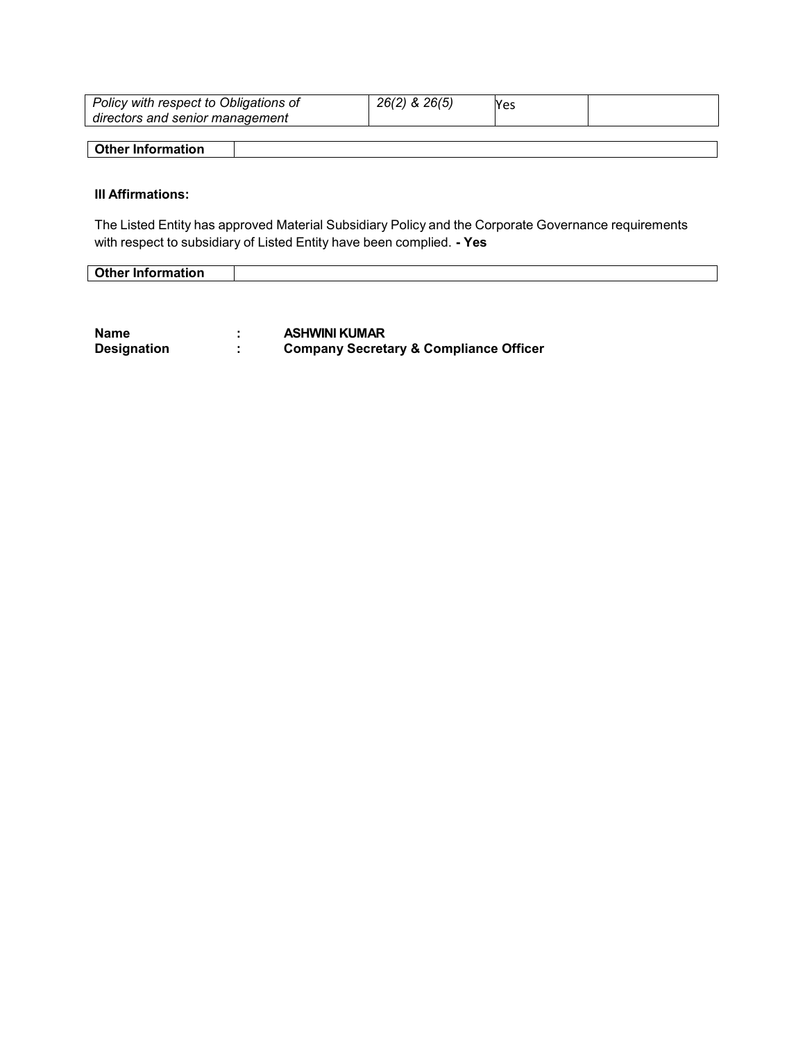| *Policy with respect to Obligations of directors and senior management* | *26(2) & 26(5)* | Yes | |
|---|---|---|---|

| **Other Information** | |
|---|---|

**III Affirmations:**

The Listed Entity has approved Material Subsidiary Policy and the Corporate Governance requirements with respect to subsidiary of Listed Entity have been complied. **- Yes**

| **Other Information** | |
|---|---|

**Name** : **ASHWINI KUMAR**
**Designation** : **Company Secretary & Compliance Officer**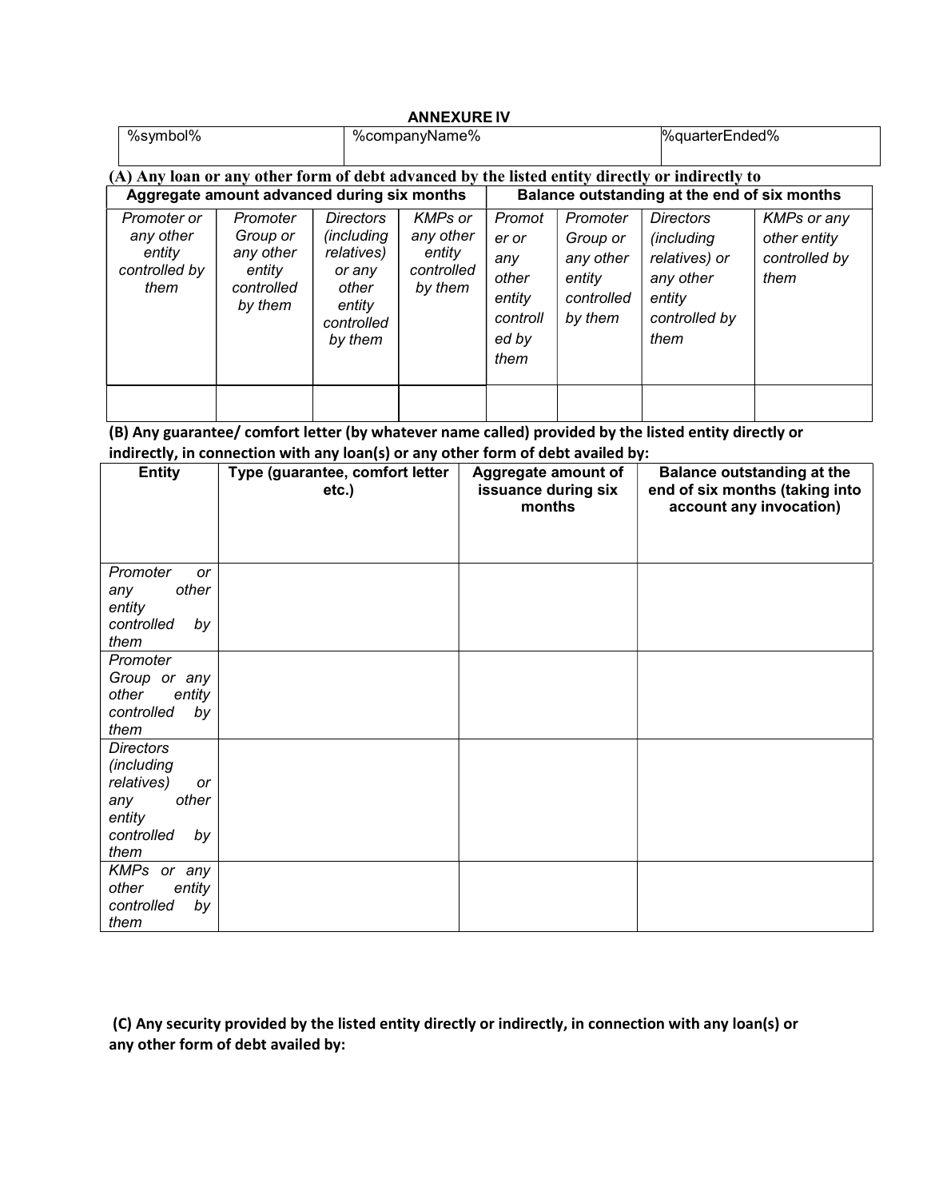## ANNEXURE IV

| %symbol% | %companyName% | %quarterEnded% |
|---|---|---|

**(A) Any loan or any other form of debt advanced by the listed entity directly or indirectly to**

| Aggregate amount advanced during six months | | | | Balance outstanding at the end of six months | | | |
|---|---|---|---|---|---|---|---|
| *Promoter or any other entity controlled by them* | *Promoter Group or any other entity controlled by them* | *Directors (including relatives) or any other entity controlled by them* | *KMPs or any other entity controlled by them* | *Promoter or any other entity controlled by them* | *Promoter Group or any other entity controlled by them* | *Directors (including relatives) or any other entity controlled by them* | *KMPs or any other entity controlled by them* |
| | | | | | | | |

**(B) Any guarantee/ comfort letter (by whatever name called) provided by the listed entity directly or indirectly, in connection with any loan(s) or any other form of debt availed by:**

| Entity | Type (guarantee, comfort letter etc.) | Aggregate amount of issuance during six months | Balance outstanding at the end of six months (taking into account any invocation) |
|---|---|---|---|
| *Promoter or any other entity controlled by them* | | | |
| *Promoter Group or any other entity controlled by them* | | | |
| *Directors (including relatives) or any other entity controlled by them* | | | |
| *KMPs or any other entity controlled by them* | | | |

**(C) Any security provided by the listed entity directly or indirectly, in connection with any loan(s) or any other form of debt availed by:**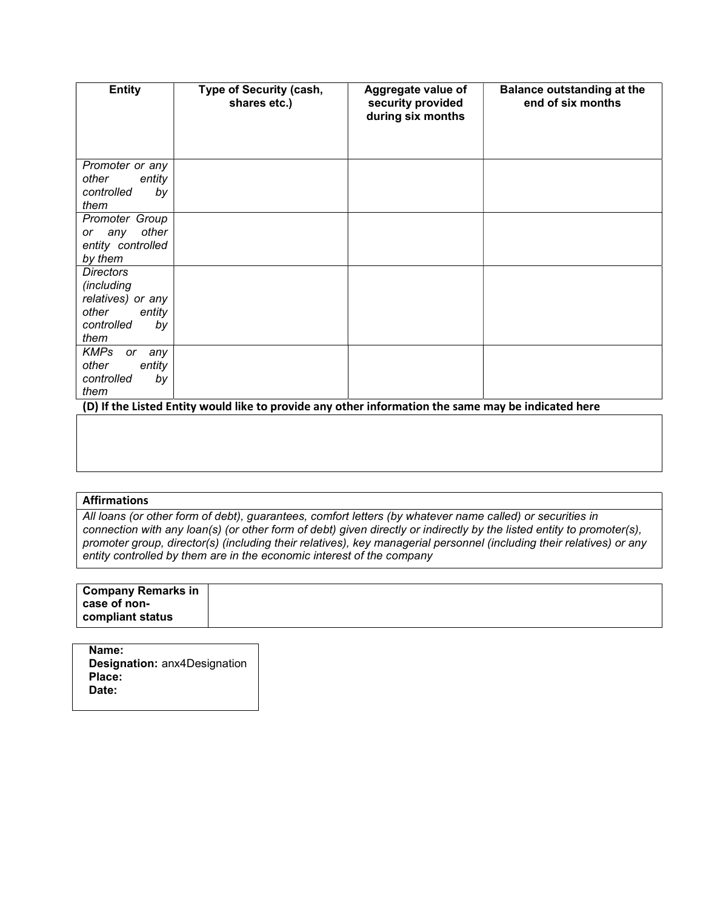| Entity | Type of Security (cash, shares etc.) | Aggregate value of security provided during six months | Balance outstanding at the end of six months |
|---|---|---|---|
| *Promoter or any other entity controlled by them* | | | |
| *Promoter Group or any other entity controlled by them* | | | |
| *Directors (including relatives) or any other entity controlled by them* | | | |
| *KMPs or any other entity controlled by them* | | | |

**(D) If the Listed Entity would like to provide any other information the same may be indicated here**

| |
|---|
| |

| **Affirmations** |
|---|
| *All loans (or other form of debt), guarantees, comfort letters (by whatever name called) or securities in connection with any loan(s) (or other form of debt) given directly or indirectly by the listed entity to promoter(s), promoter group, director(s) (including their relatives), key managerial personnel (including their relatives) or any entity controlled by them are in the economic interest of the company* |

| **Company Remarks in case of non-compliant status** | |
|---|---|

**Name:**
**Designation:** anx4Designation
**Place:**
**Date:**